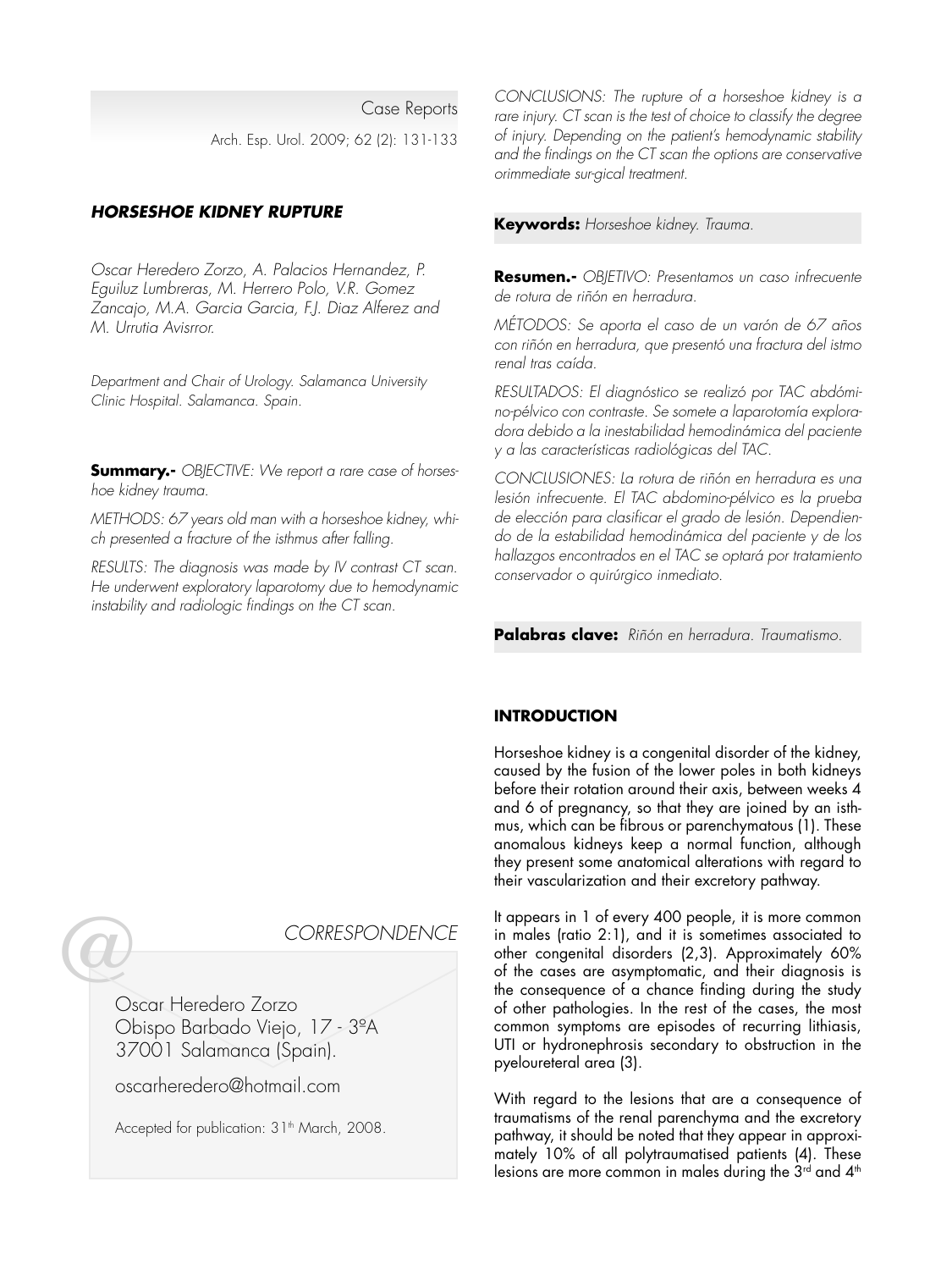Case Reports

# HORSESHOE KIDNEY RUPTURE

*Oscar Heredero Zorzo, A. Palacios Hernandez, P. Eguiluz Lumbreras, M. Herrero Polo, V.R. Gomez Zancajo, M.A. Garcia Garcia, F.J. Diaz Alferez and M. Urrutia Avisrror.*

*Department and Chair of Urology. Salamanca University Clinic Hospital. Salamanca. Spain.*

**Summary.-** *OBJECTIVE: We report a rare case of horseshoe kidney trauma.*

*METHODS: 67 years old man with a horseshoe kidney, which presented a fracture of the isthmus after falling.*

*RESULTS: The diagnosis was made by IV contrast CT scan. He underwent exploratory laparotomy due to hemodynamic instability and radiologic findings on the CT scan.*

*CONCLUSIONS: The rupture of a horseshoe kidney is a rare injury. CT scan is the test of choice to classify the degree of injury. Depending on the patient's hemodynamic stability and the findings on the CT scan the options are conservative orimmediate sur-gical treatment.*

**Keywords:** *Horseshoe kidney. Trauma.*

**Resumen.-** *OBJETIVO: Presentamos un caso infrecuente de rotura de riñón en herradura.*

*MÉTODOS: Se aporta el caso de un varón de 67 años con riñón en herradura, que presentó una fractura del istmo renal tras caída.*

*RESULTADOS: El diagnóstico se realizó por TAC abdómino-pélvico con contraste. Se somete a laparotomía exploradora debido a la inestabilidad hemodinámica del paciente y a las características radiológicas del TAC.*

*CONCLUSIONES: La rotura de riñón en herradura es una lesión infrecuente. El TAC abdomino-pélvico es la prueba de elección para clasificar el grado de lesión. Dependiendo de la estabilidad hemodinámica del paciente y de los hallazgos encontrados en el TAC se optará por tratamiento conservador o quirúrgico inmediato.*

**Palabras clave:** *Riñón en herradura. Traumatismo.*

*CORRESPONDENCE*

Oscar Heredero Zorzo
Obispo Barbado Viejo, 17 - 3ºA
37001 Salamanca (Spain).

oscarheredero@hotmail.com

Accepted for publication: 31th March, 2008.

## INTRODUCTION

Horseshoe kidney is a congenital disorder of the kidney, caused by the fusion of the lower poles in both kidneys before their rotation around their axis, between weeks 4 and 6 of pregnancy, so that they are joined by an isthmus, which can be fibrous or parenchymatous (1). These anomalous kidneys keep a normal function, although they present some anatomical alterations with regard to their vascularization and their excretory pathway.

It appears in 1 of every 400 people, it is more common in males (ratio 2:1), and it is sometimes associated to other congenital disorders (2,3). Approximately 60% of the cases are asymptomatic, and their diagnosis is the consequence of a chance finding during the study of other pathologies. In the rest of the cases, the most common symptoms are episodes of recurring lithiasis, UTI or hydronephrosis secondary to obstruction in the pyeloureteral area (3).

With regard to the lesions that are a consequence of traumatisms of the renal parenchyma and the excretory pathway, it should be noted that they appear in approximately 10% of all polytraumatised patients (4). These lesions are more common in males during the 3rd and 4th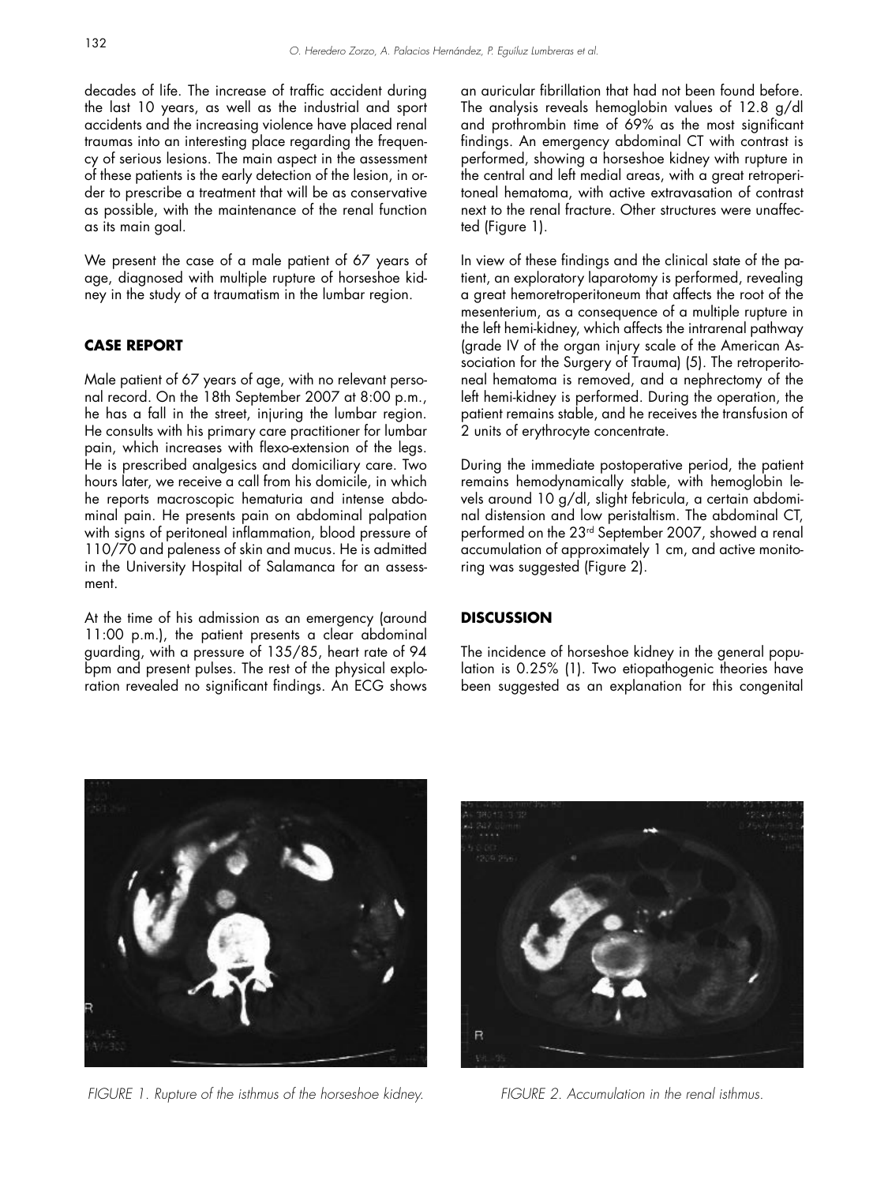decades of life. The increase of traffic accident during the last 10 years, as well as the industrial and sport accidents and the increasing violence have placed renal traumas into an interesting place regarding the frequency of serious lesions. The main aspect in the assessment of these patients is the early detection of the lesion, in order to prescribe a treatment that will be as conservative as possible, with the maintenance of the renal function as its main goal.

We present the case of a male patient of 67 years of age, diagnosed with multiple rupture of horseshoe kidney in the study of a traumatism in the lumbar region.

## CASE REPORT

Male patient of 67 years of age, with no relevant personal record. On the 18th September 2007 at 8:00 p.m., he has a fall in the street, injuring the lumbar region. He consults with his primary care practitioner for lumbar pain, which increases with flexo-extension of the legs. He is prescribed analgesics and domiciliary care. Two hours later, we receive a call from his domicile, in which he reports macroscopic hematuria and intense abdominal pain. He presents pain on abdominal palpation with signs of peritoneal inflammation, blood pressure of 110/70 and paleness of skin and mucus. He is admitted in the University Hospital of Salamanca for an assessment.

At the time of his admission as an emergency (around 11:00 p.m.), the patient presents a clear abdominal guarding, with a pressure of 135/85, heart rate of 94 bpm and present pulses. The rest of the physical exploration revealed no significant findings. An ECG shows an auricular fibrillation that had not been found before. The analysis reveals hemoglobin values of 12.8 g/dl and prothrombin time of 69% as the most significant findings. An emergency abdominal CT with contrast is performed, showing a horseshoe kidney with rupture in the central and left medial areas, with a great retroperitoneal hematoma, with active extravasation of contrast next to the renal fracture. Other structures were unaffected (Figure 1).

In view of these findings and the clinical state of the patient, an exploratory laparotomy is performed, revealing a great hemoretroperitoneum that affects the root of the mesenterium, as a consequence of a multiple rupture in the left hemi-kidney, which affects the intrarenal pathway (grade IV of the organ injury scale of the American Association for the Surgery of Trauma) (5). The retroperitoneal hematoma is removed, and a nephrectomy of the left hemi-kidney is performed. During the operation, the patient remains stable, and he receives the transfusion of 2 units of erythrocyte concentrate.

During the immediate postoperative period, the patient remains hemodynamically stable, with hemoglobin levels around 10 g/dl, slight febricula, a certain abdominal distension and low peristaltism. The abdominal CT, performed on the 23rd September 2007, showed a renal accumulation of approximately 1 cm, and active monitoring was suggested (Figure 2).

## DISCUSSION

The incidence of horseshoe kidney in the general population is 0.25% (1). Two etiopathogenic theories have been suggested as an explanation for this congenital

FIGURE 1. Rupture of the isthmus of the horseshoe kidney.

FIGURE 2. Accumulation in the renal isthmus.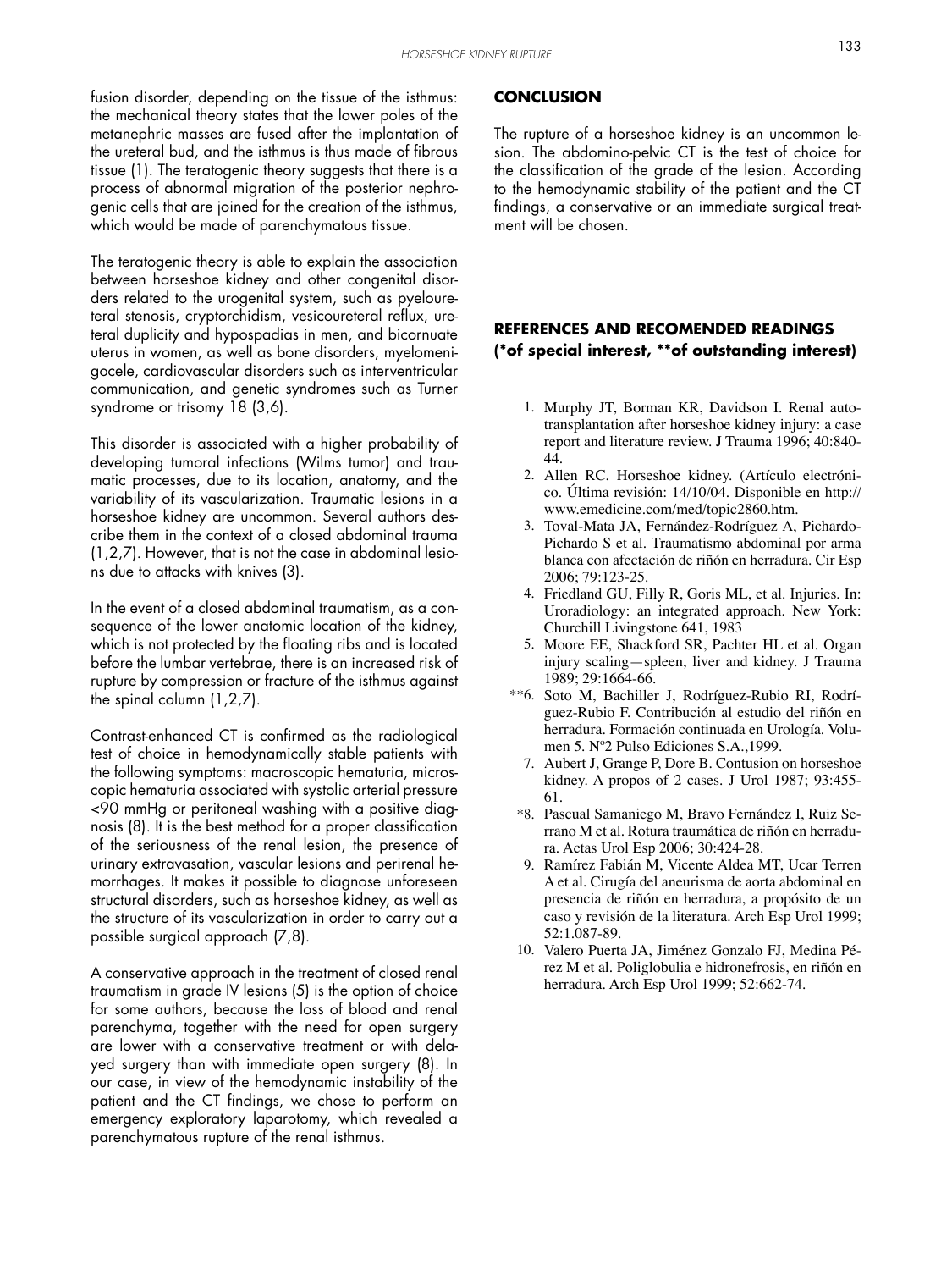fusion disorder, depending on the tissue of the isthmus: the mechanical theory states that the lower poles of the metanephric masses are fused after the implantation of the ureteral bud, and the isthmus is thus made of fibrous tissue (1). The teratogenic theory suggests that there is a process of abnormal migration of the posterior nephrogenic cells that are joined for the creation of the isthmus, which would be made of parenchymatous tissue.

The teratogenic theory is able to explain the association between horseshoe kidney and other congenital disorders related to the urogenital system, such as pyeloureteral stenosis, cryptorchidism, vesicoureteral reflux, ureteral duplicity and hypospadias in men, and bicornuate uterus in women, as well as bone disorders, myelomenigocele, cardiovascular disorders such as interventricular communication, and genetic syndromes such as Turner syndrome or trisomy 18 (3,6).

This disorder is associated with a higher probability of developing tumoral infections (Wilms tumor) and traumatic processes, due to its location, anatomy, and the variability of its vascularization. Traumatic lesions in a horseshoe kidney are uncommon. Several authors describe them in the context of a closed abdominal trauma (1,2,7). However, that is not the case in abdominal lesions due to attacks with knives (3).

In the event of a closed abdominal traumatism, as a consequence of the lower anatomic location of the kidney, which is not protected by the floating ribs and is located before the lumbar vertebrae, there is an increased risk of rupture by compression or fracture of the isthmus against the spinal column (1,2,7).

Contrast-enhanced CT is confirmed as the radiological test of choice in hemodynamically stable patients with the following symptoms: macroscopic hematuria, microscopic hematuria associated with systolic arterial pressure <90 mmHg or peritoneal washing with a positive diagnosis (8). It is the best method for a proper classification of the seriousness of the renal lesion, the presence of urinary extravasation, vascular lesions and perirenal hemorrhages. It makes it possible to diagnose unforeseen structural disorders, such as horseshoe kidney, as well as the structure of its vascularization in order to carry out a possible surgical approach (7,8).

A conservative approach in the treatment of closed renal traumatism in grade IV lesions (5) is the option of choice for some authors, because the loss of blood and renal parenchyma, together with the need for open surgery are lower with a conservative treatment or with delayed surgery than with immediate open surgery (8). In our case, in view of the hemodynamic instability of the patient and the CT findings, we chose to perform an emergency exploratory laparotomy, which revealed a parenchymatous rupture of the renal isthmus.

## CONCLUSION

The rupture of a horseshoe kidney is an uncommon lesion. The abdomino-pelvic CT is the test of choice for the classification of the grade of the lesion. According to the hemodynamic stability of the patient and the CT findings, a conservative or an immediate surgical treatment will be chosen.

## REFERENCES AND RECOMENDED READINGS (*of special interest, **of outstanding interest)

1. Murphy JT, Borman KR, Davidson I. Renal autotransplantation after horseshoe kidney injury: a case report and literature review. J Trauma 1996; 40:840-44.
2. Allen RC. Horseshoe kidney. (Artículo electrónico. Última revisión: 14/10/04. Disponible en http://www.emedicine.com/med/topic2860.htm.
3. Toval-Mata JA, Fernández-Rodríguez A, Pichardo-Pichardo S et al. Traumatismo abdominal por arma blanca con afectación de riñón en herradura. Cir Esp 2006; 79:123-25.
4. Friedland GU, Filly R, Goris ML, et al. Injuries. In: Uroradiology: an integrated approach. New York: Churchill Livingstone 641, 1983
5. Moore EE, Shackford SR, Pachter HL et al. Organ injury scaling—spleen, liver and kidney. J Trauma 1989; 29:1664-66.
6. **Soto M, Bachiller J, Rodríguez-Rubio RI, Rodríguez-Rubio F. Contribución al estudio del riñón en herradura. Formación continuada en Urología. Volumen 5. Nº2 Pulso Ediciones S.A.,1999.
7. Aubert J, Grange P, Dore B. Contusion on horseshoe kidney. A propos of 2 cases. J Urol 1987; 93:455-61.
8. *Pascual Samaniego M, Bravo Fernández I, Ruiz Serrano M et al. Rotura traumática de riñón en herradura. Actas Urol Esp 2006; 30:424-28.
9. Ramírez Fabián M, Vicente Aldea MT, Ucar Terren A et al. Cirugía del aneurisma de aorta abdominal en presencia de riñón en herradura, a propósito de un caso y revisión de la literatura. Arch Esp Urol 1999; 52:1.087-89.
10. Valero Puerta JA, Jiménez Gonzalo FJ, Medina Pérez M et al. Poliglobulia e hidronefrosis, en riñón en herradura. Arch Esp Urol 1999; 52:662-74.